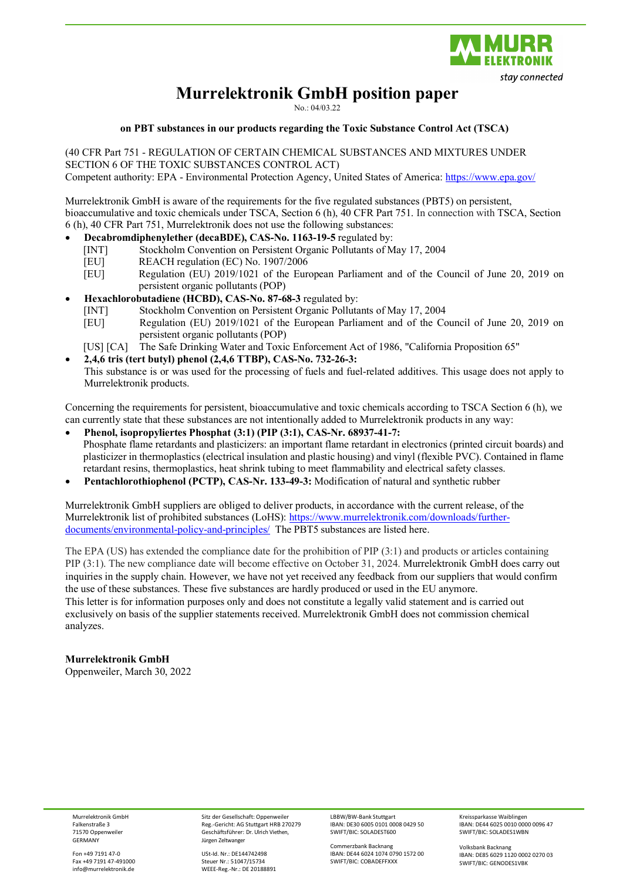# Murrelektronik GmbH position paper

No.: 04/03.22

**on PBT substances in our products regarding the Toxic Substance Control Act (TSCA)**

(40 CFR Part 751 - REGULATION OF CERTAIN CHEMICAL SUBSTANCES AND MIXTURES UNDER SECTION 6 OF THE TOXIC SUBSTANCES CONTROL ACT)
Competent authority: EPA - Environmental Protection Agency, United States of America: https://www.epa.gov/

Murrelektronik GmbH is aware of the requirements for the five regulated substances (PBT5) on persistent, bioaccumulative and toxic chemicals under TSCA, Section 6 (h), 40 CFR Part 751. In connection with TSCA, Section 6 (h), 40 CFR Part 751, Murrelektronik does not use the following substances:

- **Decabromdiphenylether (decaBDE), CAS-No. 1163-19-5** regulated by:
  - [INT] Stockholm Convention on Persistent Organic Pollutants of May 17, 2004
  - [EU] REACH regulation (EC) No. 1907/2006
  - [EU] Regulation (EU) 2019/1021 of the European Parliament and of the Council of June 20, 2019 on persistent organic pollutants (POP)
- **Hexachlorobutadiene (HCBD), CAS-No. 87-68-3** regulated by:
  - [INT] Stockholm Convention on Persistent Organic Pollutants of May 17, 2004
  - [EU] Regulation (EU) 2019/1021 of the European Parliament and of the Council of June 20, 2019 on persistent organic pollutants (POP)
  - [US] [CA] The Safe Drinking Water and Toxic Enforcement Act of 1986, "California Proposition 65"
- **2,4,6 tris (tert butyl) phenol (2,4,6 TTBP), CAS-No. 732-26-3:**
  This substance is or was used for the processing of fuels and fuel-related additives. This usage does not apply to Murrelektronik products.

Concerning the requirements for persistent, bioaccumulative and toxic chemicals according to TSCA Section 6 (h), we can currently state that these substances are not intentionally added to Murrelektronik products in any way:

- **Phenol, isopropyliertes Phosphat (3:1) (PIP (3:1), CAS-Nr. 68937-41-7:**
  Phosphate flame retardants and plasticizers: an important flame retardant in electronics (printed circuit boards) and plasticizer in thermoplastics (electrical insulation and plastic housing) and vinyl (flexible PVC). Contained in flame retardant resins, thermoplastics, heat shrink tubing to meet flammability and electrical safety classes.
- **Pentachlorothiophenol (PCTP), CAS-Nr. 133-49-3:** Modification of natural and synthetic rubber

Murrelektronik GmbH suppliers are obliged to deliver products, in accordance with the current release, of the Murrelektronik list of prohibited substances (LoHS): https://www.murrelektronik.com/downloads/further-documents/environmental-policy-and-principles/ The PBT5 substances are listed here.

The EPA (US) has extended the compliance date for the prohibition of PIP (3:1) and products or articles containing PIP (3:1). The new compliance date will become effective on October 31, 2024. Murrelektronik GmbH does carry out inquiries in the supply chain. However, we have not yet received any feedback from our suppliers that would confirm the use of these substances. These five substances are hardly produced or used in the EU anymore.
This letter is for information purposes only and does not constitute a legally valid statement and is carried out exclusively on basis of the supplier statements received. Murrelektronik GmbH does not commission chemical analyzes.

**Murrelektronik GmbH**
Oppenweiler, March 30, 2022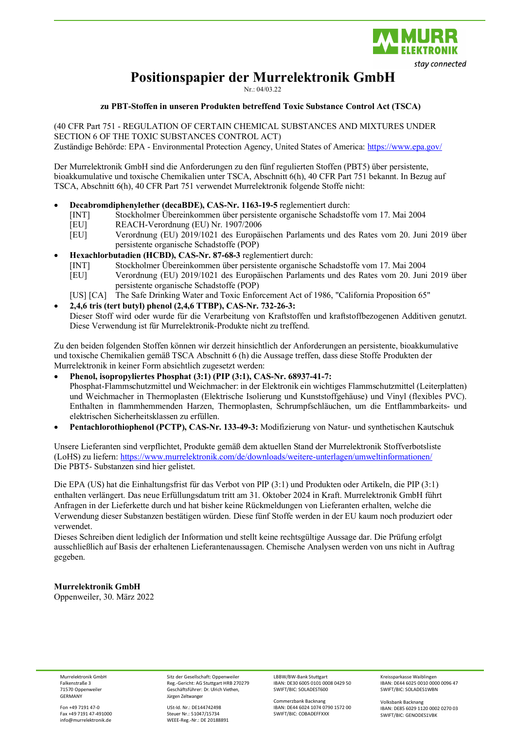# Positionspapier der Murrelektronik GmbH

Nr.: 04/03.22

**zu PBT-Stoffen in unseren Produkten betreffend Toxic Substance Control Act (TSCA)**

(40 CFR Part 751 - REGULATION OF CERTAIN CHEMICAL SUBSTANCES AND MIXTURES UNDER SECTION 6 OF THE TOXIC SUBSTANCES CONTROL ACT)
Zuständige Behörde: EPA - Environmental Protection Agency, United States of America: https://www.epa.gov/

Der Murrelektronik GmbH sind die Anforderungen zu den fünf regulierten Stoffen (PBT5) über persistente, bioakkumulative und toxische Chemikalien unter TSCA, Abschnitt 6(h), 40 CFR Part 751 bekannt. In Bezug auf TSCA, Abschnitt 6(h), 40 CFR Part 751 verwendet Murrelektronik folgende Stoffe nicht:

- **Decabromdiphenylether (decaBDE), CAS-Nr. 1163-19-5** reglementiert durch:
  - [INT] Stockholmer Übereinkommen über persistente organische Schadstoffe vom 17. Mai 2004
  - [EU] REACH-Verordnung (EU) Nr. 1907/2006
  - [EU] Verordnung (EU) 2019/1021 des Europäischen Parlaments und des Rates vom 20. Juni 2019 über persistente organische Schadstoffe (POP)
- **Hexachlorbutadien (HCBD), CAS-Nr. 87-68-3** reglementiert durch:
  - [INT] Stockholmer Übereinkommen über persistente organische Schadstoffe vom 17. Mai 2004
  - [EU] Verordnung (EU) 2019/1021 des Europäischen Parlaments und des Rates vom 20. Juni 2019 über persistente organische Schadstoffe (POP)
  - [US] [CA] The Safe Drinking Water and Toxic Enforcement Act of 1986, "California Proposition 65"
- **2,4,6 tris (tert butyl) phenol (2,4,6 TTBP), CAS-Nr. 732-26-3:**
  Dieser Stoff wird oder wurde für die Verarbeitung von Kraftstoffen und kraftstoffbezogenen Additiven genutzt. Diese Verwendung ist für Murrelektronik-Produkte nicht zu treffend.

Zu den beiden folgenden Stoffen können wir derzeit hinsichtlich der Anforderungen an persistente, bioakkumulative und toxische Chemikalien gemäß TSCA Abschnitt 6 (h) die Aussage treffen, dass diese Stoffe Produkten der Murrelektronik in keiner Form absichtlich zugesetzt werden:

- **Phenol, isopropyliertes Phosphat (3:1) (PIP (3:1), CAS-Nr. 68937-41-7:**
  Phosphat-Flammschutzmittel und Weichmacher: in der Elektronik ein wichtiges Flammschutzmittel (Leiterplatten) und Weichmacher in Thermoplasten (Elektrische Isolierung und Kunststoffgehäuse) und Vinyl (flexibles PVC). Enthalten in flammhemmenden Harzen, Thermoplasten, Schrumpfschläuchen, um die Entflammbarkeits- und elektrischen Sicherheitsklassen zu erfüllen.
- **Pentachlorothiophenol (PCTP), CAS-Nr. 133-49-3:** Modifizierung von Natur- und synthetischen Kautschuk

Unsere Lieferanten sind verpflichtet, Produkte gemäß dem aktuellen Stand der Murrelektronik Stoffverbotsliste (LoHS) zu liefern: https://www.murrelektronik.com/de/downloads/weitere-unterlagen/umweltinformationen/
Die PBT5- Substanzen sind hier gelistet.

Die EPA (US) hat die Einhaltungsfrist für das Verbot von PIP (3:1) und Produkten oder Artikeln, die PIP (3:1) enthalten verlängert. Das neue Erfüllungsdatum tritt am 31. Oktober 2024 in Kraft. Murrelektronik GmbH führt Anfragen in der Lieferkette durch und hat bisher keine Rückmeldungen von Lieferanten erhalten, welche die Verwendung dieser Substanzen bestätigen würden. Diese fünf Stoffe werden in der EU kaum noch produziert oder verwendet.
Dieses Schreiben dient lediglich der Information und stellt keine rechtsgültige Aussage dar. Die Prüfung erfolgt ausschließlich auf Basis der erhaltenen Lieferantenaussagen. Chemische Analysen werden von uns nicht in Auftrag gegeben.

**Murrelektronik GmbH**
Oppenweiler, 30. März 2022